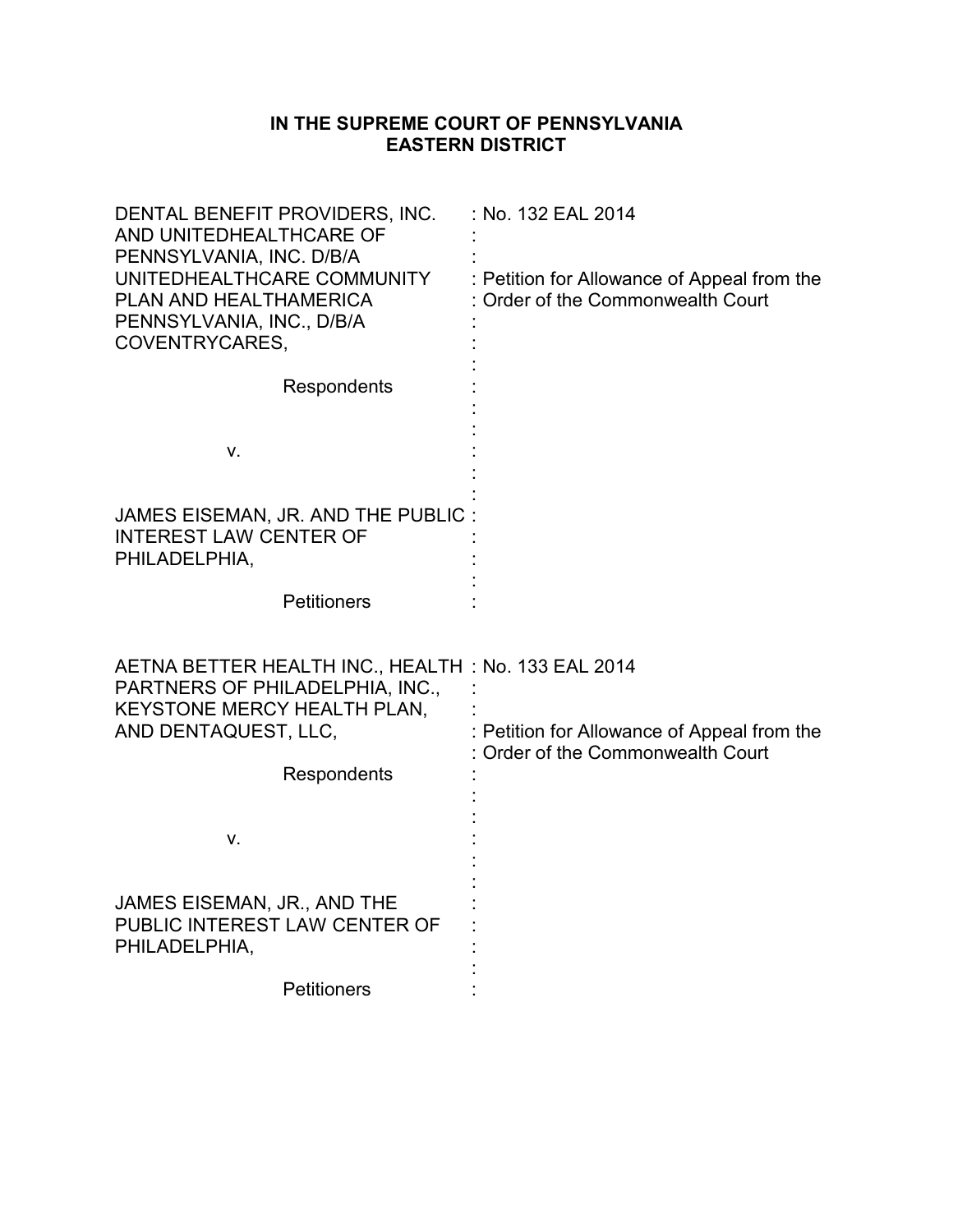**IN THE SUPREME COURT OF PENNSYLVANIA**
**EASTERN DISTRICT**

| | |
|---|---|
| DENTAL BENEFIT PROVIDERS, INC. AND UNITEDHEALTHCARE OF PENNSYLVANIA, INC. D/B/A UNITEDHEALTHCARE COMMUNITY PLAN AND HEALTHAMERICA PENNSYLVANIA, INC., D/B/A COVENTRYCARES,<br><br>Respondents<br><br>v.<br><br>JAMES EISEMAN, JR. AND THE PUBLIC INTEREST LAW CENTER OF PHILADELPHIA,<br><br>Petitioners | No. 132 EAL 2014<br><br>Petition for Allowance of Appeal from the Order of the Commonwealth Court |
| AETNA BETTER HEALTH INC., HEALTH PARTNERS OF PHILADELPHIA, INC., KEYSTONE MERCY HEALTH PLAN, AND DENTAQUEST, LLC,<br><br>Respondents<br><br>v.<br><br>JAMES EISEMAN, JR., AND THE PUBLIC INTEREST LAW CENTER OF PHILADELPHIA,<br><br>Petitioners | No. 133 EAL 2014<br><br>Petition for Allowance of Appeal from the Order of the Commonwealth Court |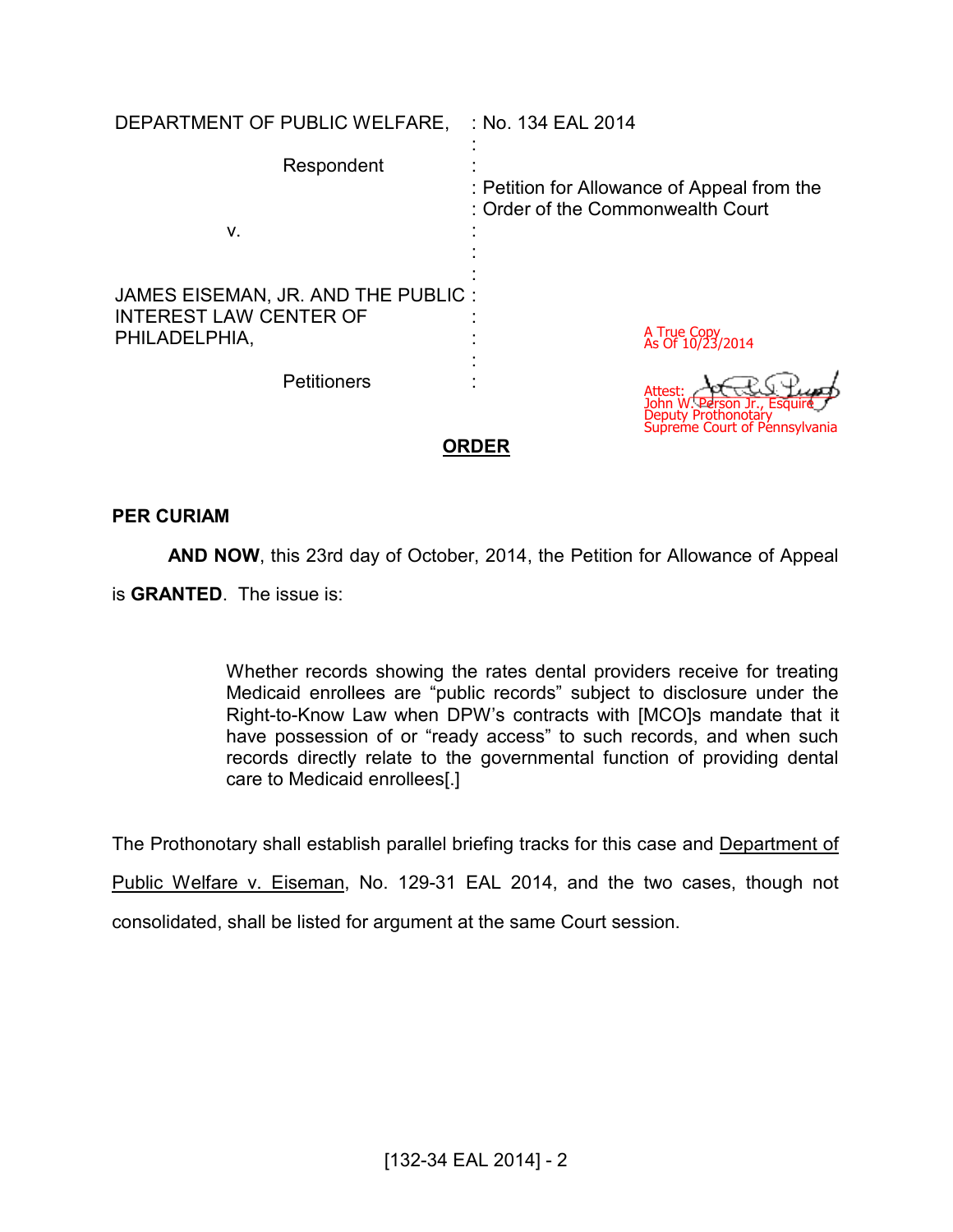| | |
|---|---|
| DEPARTMENT OF PUBLIC WELFARE, | : No. 134 EAL 2014 |
| Respondent | : |
| | : Petition for Allowance of Appeal from the |
| | : Order of the Commonwealth Court |
| v. | : |
| JAMES EISEMAN, JR. AND THE PUBLIC INTEREST LAW CENTER OF PHILADELPHIA, | : |
| Petitioners | : |

A True Copy
As Of 10/23/2014

Attest:
John W. Person Jr., Esquire
Deputy Prothonotary
Supreme Court of Pennsylvania

## ORDER

**PER CURIAM**

**AND NOW**, this 23rd day of October, 2014, the Petition for Allowance of Appeal is **GRANTED**. The issue is:

> Whether records showing the rates dental providers receive for treating Medicaid enrollees are "public records" subject to disclosure under the Right-to-Know Law when DPW's contracts with [MCO]s mandate that it have possession of or "ready access" to such records, and when such records directly relate to the governmental function of providing dental care to Medicaid enrollees[.]

The Prothonotary shall establish parallel briefing tracks for this case and Department of Public Welfare v. Eiseman, No. 129-31 EAL 2014, and the two cases, though not consolidated, shall be listed for argument at the same Court session.

[132-34 EAL 2014] - 2